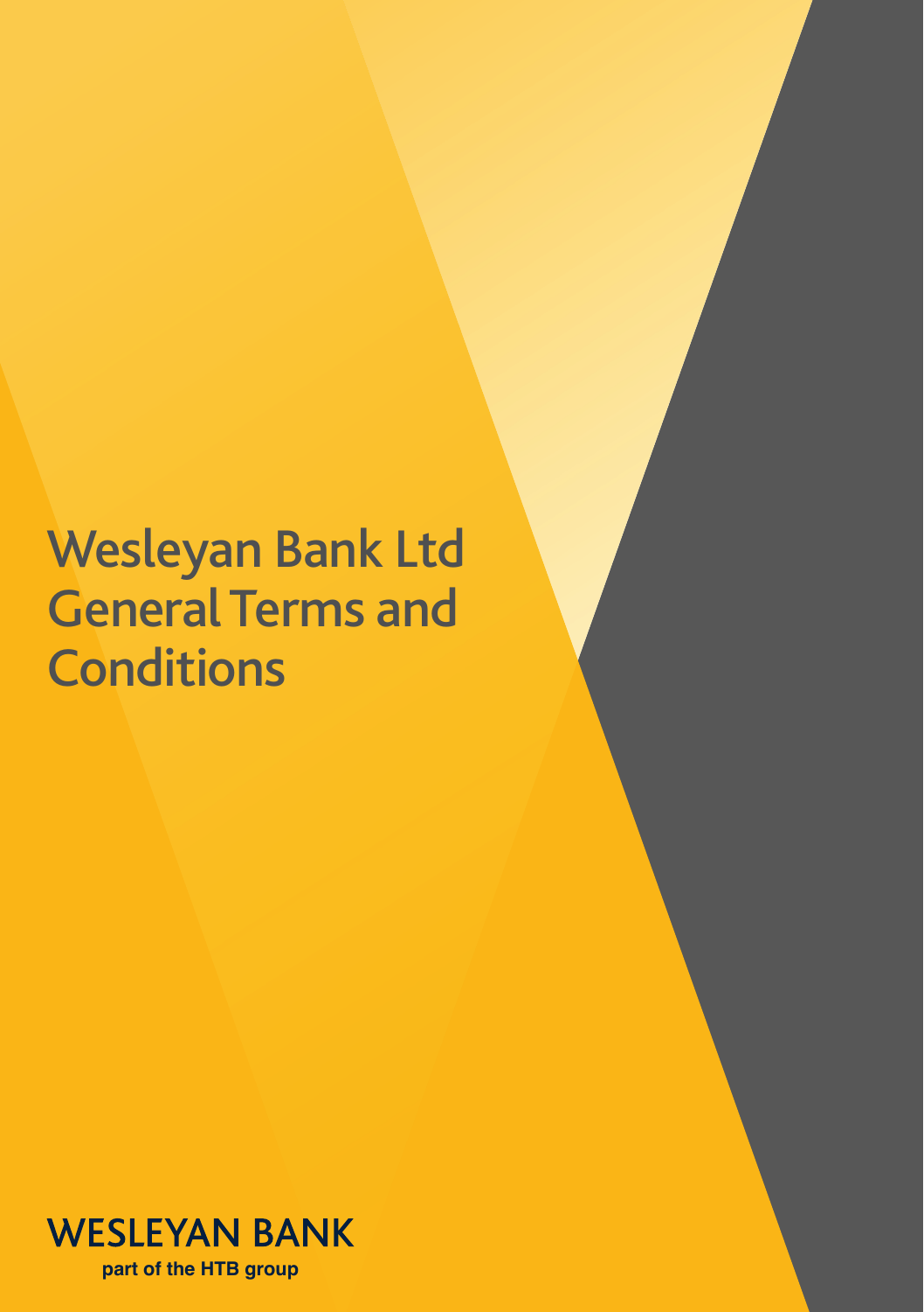# Wesleyan Bank Ltd General Terms and Conditions

WESLEYAN BANK

part of the HTB group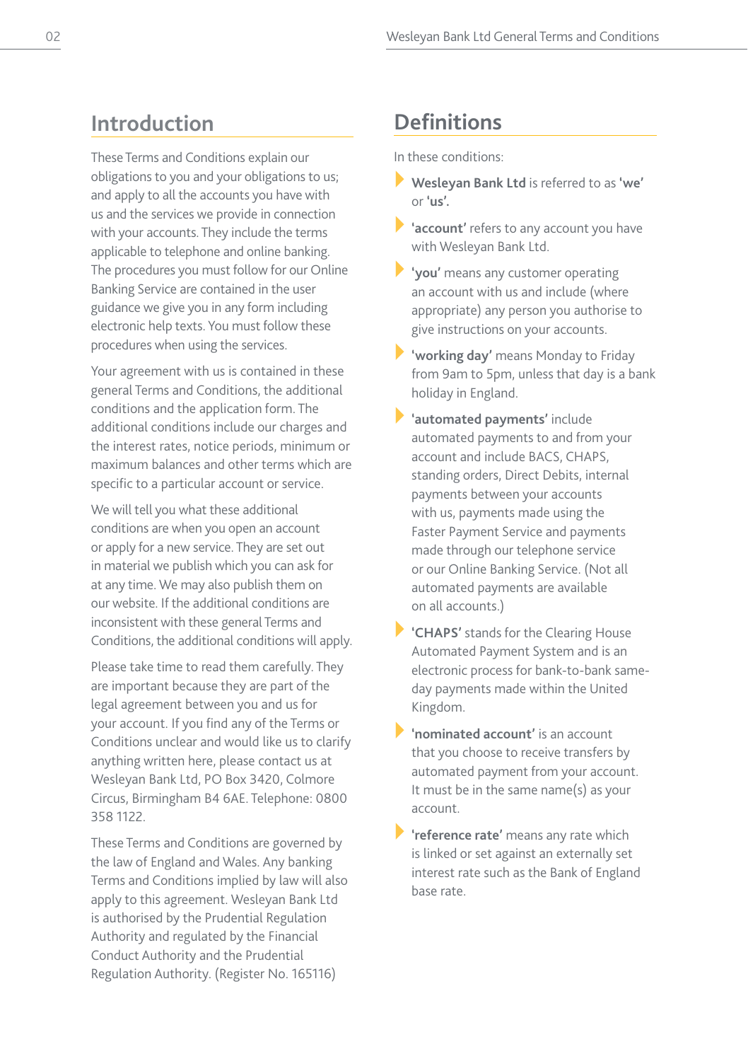## Introduction

These Terms and Conditions explain our obligations to you and your obligations to us; and apply to all the accounts you have with us and the services we provide in connection with your accounts. They include the terms applicable to telephone and online banking. The procedures you must follow for our Online Banking Service are contained in the user guidance we give you in any form including electronic help texts. You must follow these procedures when using the services.

Your agreement with us is contained in these general Terms and Conditions, the additional conditions and the application form. The additional conditions include our charges and the interest rates, notice periods, minimum or maximum balances and other terms which are specific to a particular account or service.

We will tell you what these additional conditions are when you open an account or apply for a new service. They are set out in material we publish which you can ask for at any time. We may also publish them on our website. If the additional conditions are inconsistent with these general Terms and Conditions, the additional conditions will apply.

Please take time to read them carefully. They are important because they are part of the legal agreement between you and us for your account. If you find any of the Terms or Conditions unclear and would like us to clarify anything written here, please contact us at Wesleyan Bank Ltd, PO Box 3420, Colmore Circus, Birmingham B4 6AE. Telephone: 0800 358 1122.

These Terms and Conditions are governed by the law of England and Wales. Any banking Terms and Conditions implied by law will also apply to this agreement. Wesleyan Bank Ltd is authorised by the Prudential Regulation Authority and regulated by the Financial Conduct Authority and the Prudential Regulation Authority. (Register No. 165116)

## Definitions

In these conditions:

- **Wesleyan Bank Ltd** is referred to as **'we'** or **'us'.**
- **'account'** refers to any account you have with Wesleyan Bank Ltd.
- **'you'** means any customer operating an account with us and include (where appropriate) any person you authorise to give instructions on your accounts.
- **'working day'** means Monday to Friday from 9am to 5pm, unless that day is a bank holiday in England.
- **'automated payments'** include automated payments to and from your account and include BACS, CHAPS, standing orders, Direct Debits, internal payments between your accounts with us, payments made using the Faster Payment Service and payments made through our telephone service or our Online Banking Service. (Not all automated payments are available on all accounts.)
- **'CHAPS'** stands for the Clearing House Automated Payment System and is an electronic process for bank-to-bank same-day payments made within the United Kingdom.
- **'nominated account'** is an account that you choose to receive transfers by automated payment from your account. It must be in the same name(s) as your account.
- **'reference rate'** means any rate which is linked or set against an externally set interest rate such as the Bank of England base rate.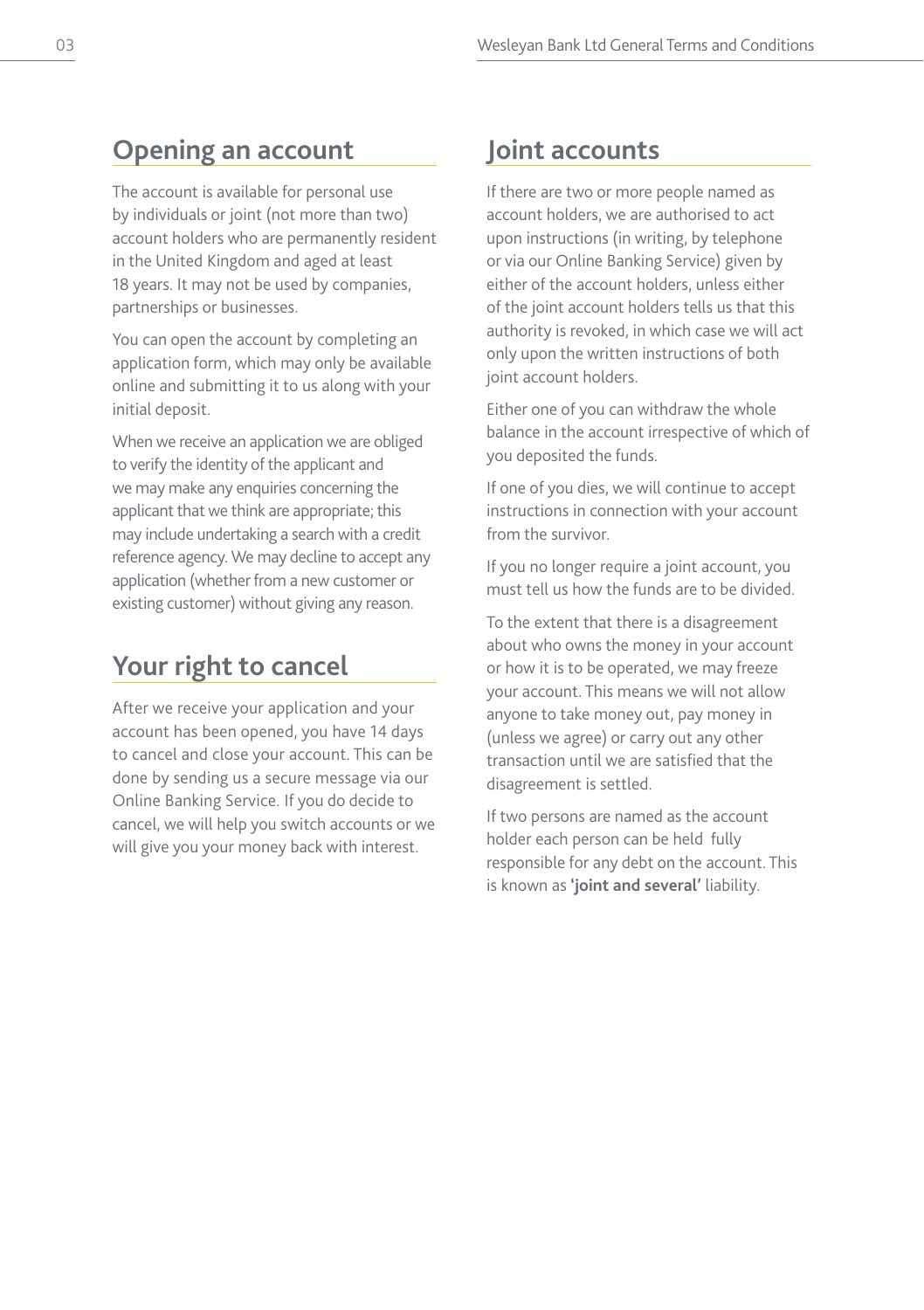## Opening an account

The account is available for personal use by individuals or joint (not more than two) account holders who are permanently resident in the United Kingdom and aged at least 18 years. It may not be used by companies, partnerships or businesses.

You can open the account by completing an application form, which may only be available online and submitting it to us along with your initial deposit.

When we receive an application we are obliged to verify the identity of the applicant and we may make any enquiries concerning the applicant that we think are appropriate; this may include undertaking a search with a credit reference agency. We may decline to accept any application (whether from a new customer or existing customer) without giving any reason.

## Your right to cancel

After we receive your application and your account has been opened, you have 14 days to cancel and close your account. This can be done by sending us a secure message via our Online Banking Service. If you do decide to cancel, we will help you switch accounts or we will give you your money back with interest.

## Joint accounts

If there are two or more people named as account holders, we are authorised to act upon instructions (in writing, by telephone or via our Online Banking Service) given by either of the account holders, unless either of the joint account holders tells us that this authority is revoked, in which case we will act only upon the written instructions of both joint account holders.

Either one of you can withdraw the whole balance in the account irrespective of which of you deposited the funds.

If one of you dies, we will continue to accept instructions in connection with your account from the survivor.

If you no longer require a joint account, you must tell us how the funds are to be divided.

To the extent that there is a disagreement about who owns the money in your account or how it is to be operated, we may freeze your account. This means we will not allow anyone to take money out, pay money in (unless we agree) or carry out any other transaction until we are satisfied that the disagreement is settled.

If two persons are named as the account holder each person can be held fully responsible for any debt on the account. This is known as **'joint and several'** liability.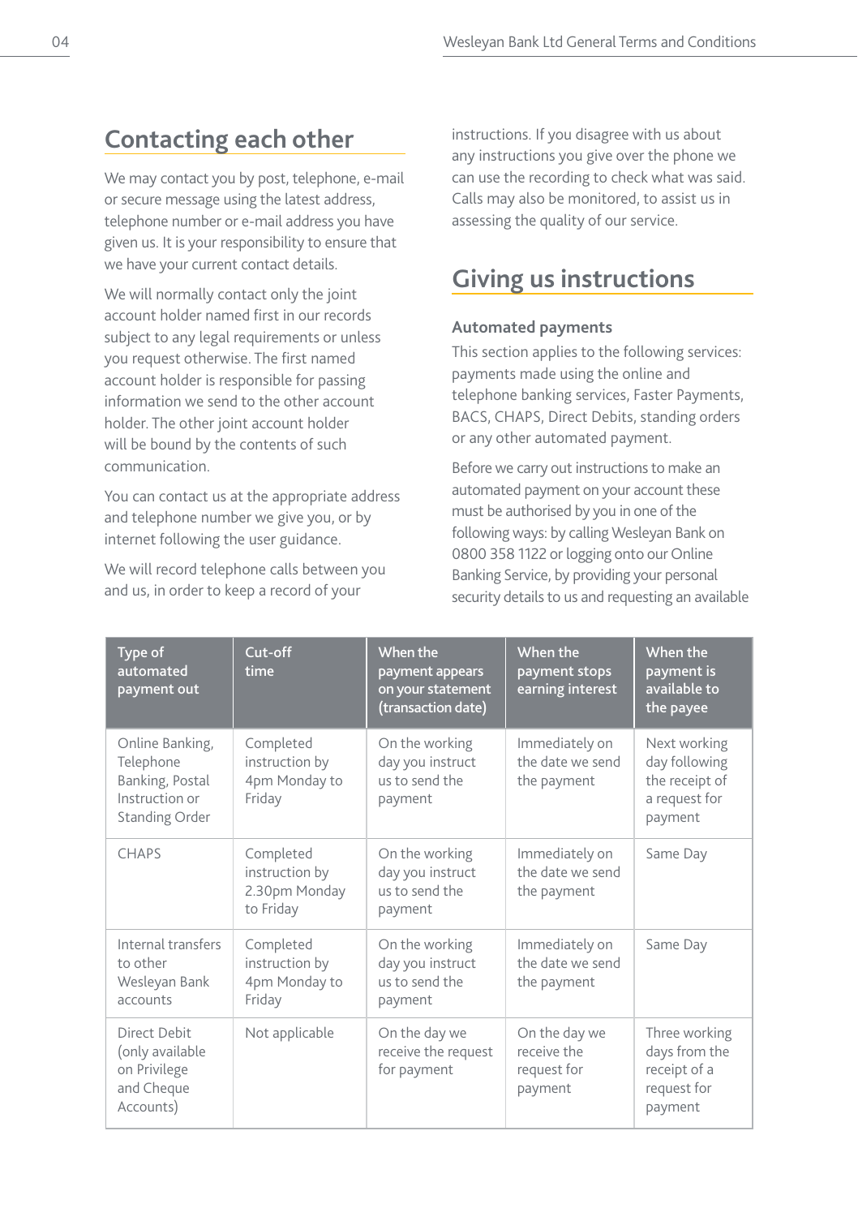## Contacting each other

We may contact you by post, telephone, e-mail or secure message using the latest address, telephone number or e-mail address you have given us. It is your responsibility to ensure that we have your current contact details.

We will normally contact only the joint account holder named first in our records subject to any legal requirements or unless you request otherwise. The first named account holder is responsible for passing information we send to the other account holder. The other joint account holder will be bound by the contents of such communication.

You can contact us at the appropriate address and telephone number we give you, or by internet following the user guidance.

We will record telephone calls between you and us, in order to keep a record of your instructions. If you disagree with us about any instructions you give over the phone we can use the recording to check what was said. Calls may also be monitored, to assist us in assessing the quality of our service.

## Giving us instructions

### Automated payments

This section applies to the following services: payments made using the online and telephone banking services, Faster Payments, BACS, CHAPS, Direct Debits, standing orders or any other automated payment.

Before we carry out instructions to make an automated payment on your account these must be authorised by you in one of the following ways: by calling Wesleyan Bank on 0800 358 1122 or logging onto our Online Banking Service, by providing your personal security details to us and requesting an available

| Type of automated payment out | Cut-off time | When the payment appears on your statement (transaction date) | When the payment stops earning interest | When the payment is available to the payee |
|---|---|---|---|---|
| Online Banking, Telephone Banking, Postal Instruction or Standing Order | Completed instruction by 4pm Monday to Friday | On the working day you instruct us to send the payment | Immediately on the date we send the payment | Next working day following the receipt of a request for payment |
| CHAPS | Completed instruction by 2.30pm Monday to Friday | On the working day you instruct us to send the payment | Immediately on the date we send the payment | Same Day |
| Internal transfers to other Wesleyan Bank accounts | Completed instruction by 4pm Monday to Friday | On the working day you instruct us to send the payment | Immediately on the date we send the payment | Same Day |
| Direct Debit (only available on Privilege and Cheque Accounts) | Not applicable | On the day we receive the request for payment | On the day we receive the request for payment | Three working days from the receipt of a request for payment |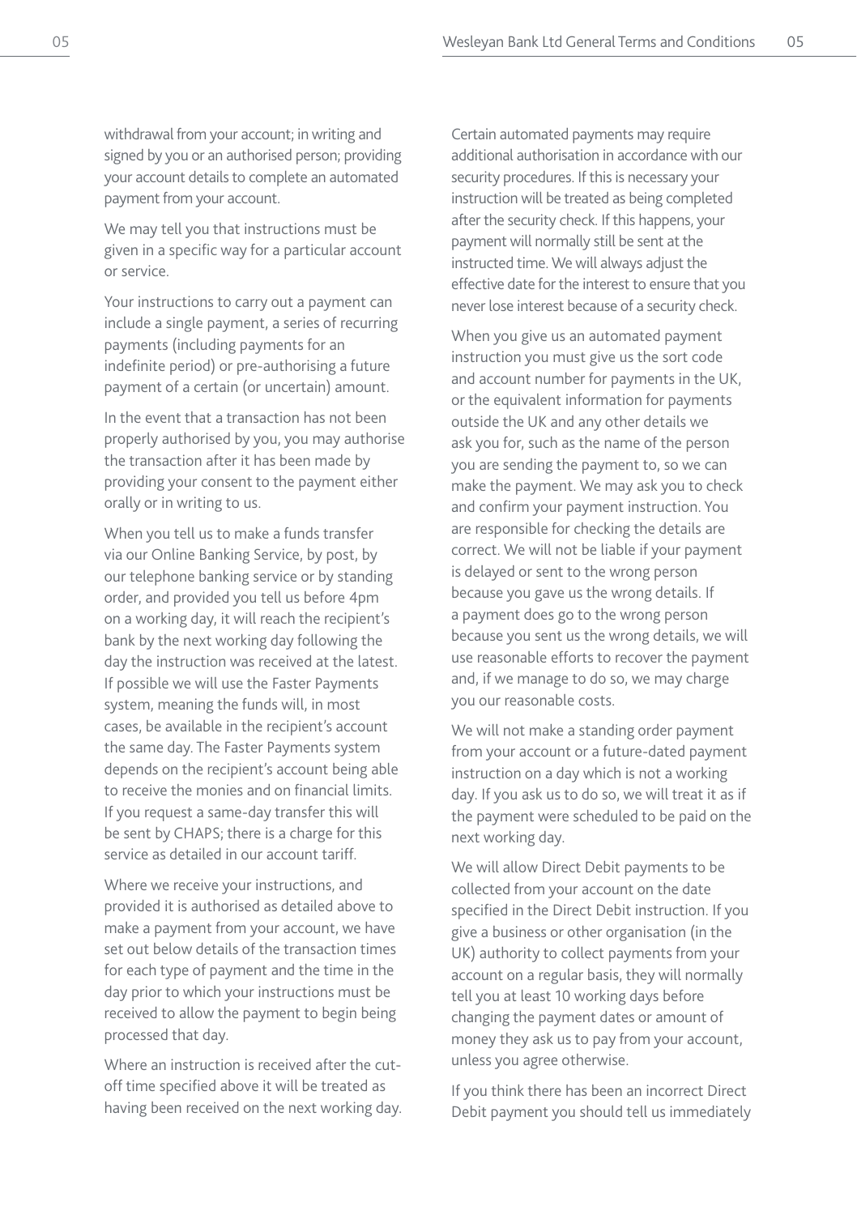withdrawal from your account; in writing and signed by you or an authorised person; providing your account details to complete an automated payment from your account.

We may tell you that instructions must be given in a specific way for a particular account or service.

Your instructions to carry out a payment can include a single payment, a series of recurring payments (including payments for an indefinite period) or pre-authorising a future payment of a certain (or uncertain) amount.

In the event that a transaction has not been properly authorised by you, you may authorise the transaction after it has been made by providing your consent to the payment either orally or in writing to us.

When you tell us to make a funds transfer via our Online Banking Service, by post, by our telephone banking service or by standing order, and provided you tell us before 4pm on a working day, it will reach the recipient's bank by the next working day following the day the instruction was received at the latest. If possible we will use the Faster Payments system, meaning the funds will, in most cases, be available in the recipient's account the same day. The Faster Payments system depends on the recipient's account being able to receive the monies and on financial limits. If you request a same-day transfer this will be sent by CHAPS; there is a charge for this service as detailed in our account tariff.

Where we receive your instructions, and provided it is authorised as detailed above to make a payment from your account, we have set out below details of the transaction times for each type of payment and the time in the day prior to which your instructions must be received to allow the payment to begin being processed that day.

Where an instruction is received after the cut-off time specified above it will be treated as having been received on the next working day.

Certain automated payments may require additional authorisation in accordance with our security procedures. If this is necessary your instruction will be treated as being completed after the security check. If this happens, your payment will normally still be sent at the instructed time. We will always adjust the effective date for the interest to ensure that you never lose interest because of a security check.

When you give us an automated payment instruction you must give us the sort code and account number for payments in the UK, or the equivalent information for payments outside the UK and any other details we ask you for, such as the name of the person you are sending the payment to, so we can make the payment. We may ask you to check and confirm your payment instruction. You are responsible for checking the details are correct. We will not be liable if your payment is delayed or sent to the wrong person because you gave us the wrong details. If a payment does go to the wrong person because you sent us the wrong details, we will use reasonable efforts to recover the payment and, if we manage to do so, we may charge you our reasonable costs.

We will not make a standing order payment from your account or a future-dated payment instruction on a day which is not a working day. If you ask us to do so, we will treat it as if the payment were scheduled to be paid on the next working day.

We will allow Direct Debit payments to be collected from your account on the date specified in the Direct Debit instruction. If you give a business or other organisation (in the UK) authority to collect payments from your account on a regular basis, they will normally tell you at least 10 working days before changing the payment dates or amount of money they ask us to pay from your account, unless you agree otherwise.

If you think there has been an incorrect Direct Debit payment you should tell us immediately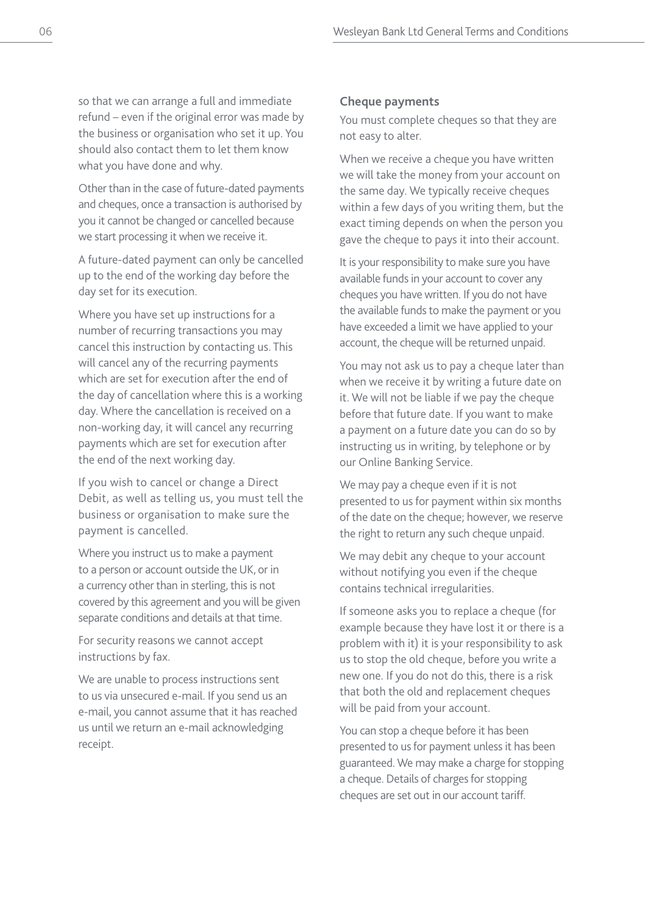so that we can arrange a full and immediate refund – even if the original error was made by the business or organisation who set it up. You should also contact them to let them know what you have done and why.

Other than in the case of future-dated payments and cheques, once a transaction is authorised by you it cannot be changed or cancelled because we start processing it when we receive it.

A future-dated payment can only be cancelled up to the end of the working day before the day set for its execution.

Where you have set up instructions for a number of recurring transactions you may cancel this instruction by contacting us. This will cancel any of the recurring payments which are set for execution after the end of the day of cancellation where this is a working day. Where the cancellation is received on a non-working day, it will cancel any recurring payments which are set for execution after the end of the next working day.

If you wish to cancel or change a Direct Debit, as well as telling us, you must tell the business or organisation to make sure the payment is cancelled.

Where you instruct us to make a payment to a person or account outside the UK, or in a currency other than in sterling, this is not covered by this agreement and you will be given separate conditions and details at that time.

For security reasons we cannot accept instructions by fax.

We are unable to process instructions sent to us via unsecured e-mail. If you send us an e-mail, you cannot assume that it has reached us until we return an e-mail acknowledging receipt.

### Cheque payments

You must complete cheques so that they are not easy to alter.

When we receive a cheque you have written we will take the money from your account on the same day. We typically receive cheques within a few days of you writing them, but the exact timing depends on when the person you gave the cheque to pays it into their account.

It is your responsibility to make sure you have available funds in your account to cover any cheques you have written. If you do not have the available funds to make the payment or you have exceeded a limit we have applied to your account, the cheque will be returned unpaid.

You may not ask us to pay a cheque later than when we receive it by writing a future date on it. We will not be liable if we pay the cheque before that future date. If you want to make a payment on a future date you can do so by instructing us in writing, by telephone or by our Online Banking Service.

We may pay a cheque even if it is not presented to us for payment within six months of the date on the cheque; however, we reserve the right to return any such cheque unpaid.

We may debit any cheque to your account without notifying you even if the cheque contains technical irregularities.

If someone asks you to replace a cheque (for example because they have lost it or there is a problem with it) it is your responsibility to ask us to stop the old cheque, before you write a new one. If you do not do this, there is a risk that both the old and replacement cheques will be paid from your account.

You can stop a cheque before it has been presented to us for payment unless it has been guaranteed. We may make a charge for stopping a cheque. Details of charges for stopping cheques are set out in our account tariff.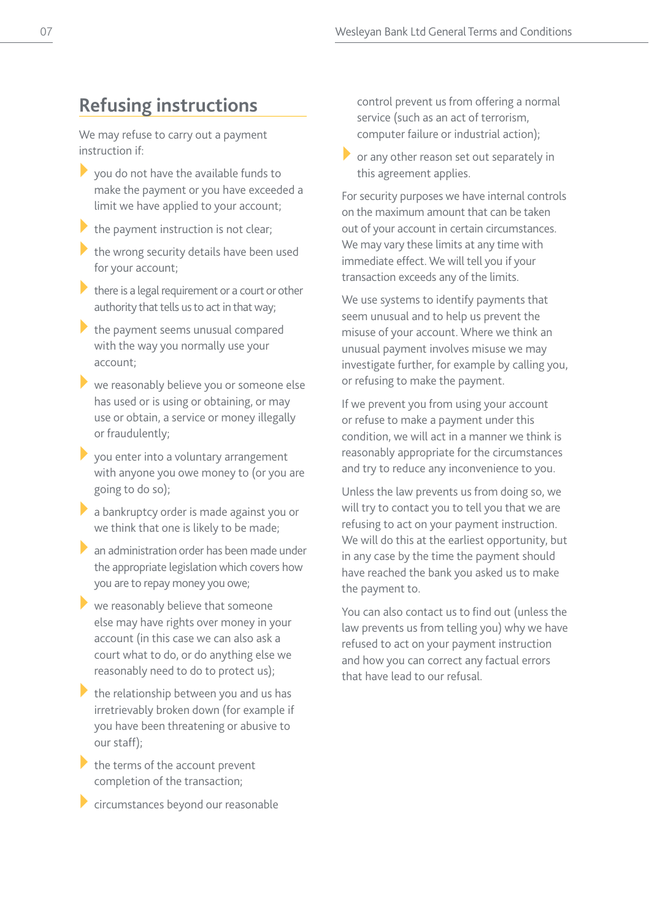## Refusing instructions

We may refuse to carry out a payment instruction if:

- you do not have the available funds to make the payment or you have exceeded a limit we have applied to your account;
- the payment instruction is not clear;
- the wrong security details have been used for your account;
- there is a legal requirement or a court or other authority that tells us to act in that way;
- the payment seems unusual compared with the way you normally use your account;
- we reasonably believe you or someone else has used or is using or obtaining, or may use or obtain, a service or money illegally or fraudulently;
- you enter into a voluntary arrangement with anyone you owe money to (or you are going to do so);
- a bankruptcy order is made against you or we think that one is likely to be made;
- an administration order has been made under the appropriate legislation which covers how you are to repay money you owe;
- we reasonably believe that someone else may have rights over money in your account (in this case we can also ask a court what to do, or do anything else we reasonably need to do to protect us);
- the relationship between you and us has irretrievably broken down (for example if you have been threatening or abusive to our staff);
- the terms of the account prevent completion of the transaction;
- circumstances beyond our reasonable control prevent us from offering a normal service (such as an act of terrorism, computer failure or industrial action);
- or any other reason set out separately in this agreement applies.

For security purposes we have internal controls on the maximum amount that can be taken out of your account in certain circumstances. We may vary these limits at any time with immediate effect. We will tell you if your transaction exceeds any of the limits.

We use systems to identify payments that seem unusual and to help us prevent the misuse of your account. Where we think an unusual payment involves misuse we may investigate further, for example by calling you, or refusing to make the payment.

If we prevent you from using your account or refuse to make a payment under this condition, we will act in a manner we think is reasonably appropriate for the circumstances and try to reduce any inconvenience to you.

Unless the law prevents us from doing so, we will try to contact you to tell you that we are refusing to act on your payment instruction. We will do this at the earliest opportunity, but in any case by the time the payment should have reached the bank you asked us to make the payment to.

You can also contact us to find out (unless the law prevents us from telling you) why we have refused to act on your payment instruction and how you can correct any factual errors that have lead to our refusal.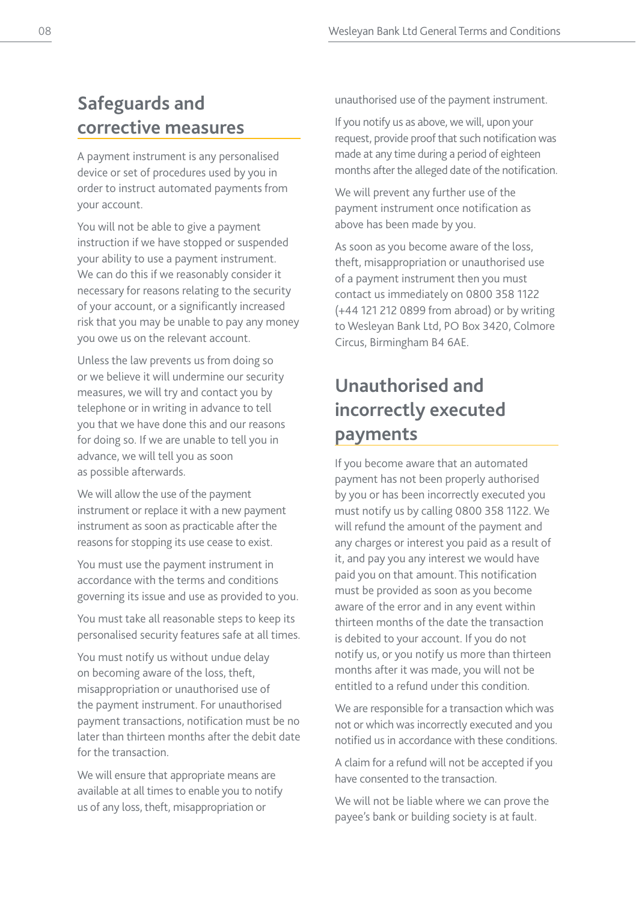## Safeguards and corrective measures

A payment instrument is any personalised device or set of procedures used by you in order to instruct automated payments from your account.

You will not be able to give a payment instruction if we have stopped or suspended your ability to use a payment instrument. We can do this if we reasonably consider it necessary for reasons relating to the security of your account, or a significantly increased risk that you may be unable to pay any money you owe us on the relevant account.

Unless the law prevents us from doing so or we believe it will undermine our security measures, we will try and contact you by telephone or in writing in advance to tell you that we have done this and our reasons for doing so. If we are unable to tell you in advance, we will tell you as soon as possible afterwards.

We will allow the use of the payment instrument or replace it with a new payment instrument as soon as practicable after the reasons for stopping its use cease to exist.

You must use the payment instrument in accordance with the terms and conditions governing its issue and use as provided to you.

You must take all reasonable steps to keep its personalised security features safe at all times.

You must notify us without undue delay on becoming aware of the loss, theft, misappropriation or unauthorised use of the payment instrument. For unauthorised payment transactions, notification must be no later than thirteen months after the debit date for the transaction.

We will ensure that appropriate means are available at all times to enable you to notify us of any loss, theft, misappropriation or unauthorised use of the payment instrument.

If you notify us as above, we will, upon your request, provide proof that such notification was made at any time during a period of eighteen months after the alleged date of the notification.

We will prevent any further use of the payment instrument once notification as above has been made by you.

As soon as you become aware of the loss, theft, misappropriation or unauthorised use of a payment instrument then you must contact us immediately on 0800 358 1122 (+44 121 212 0899 from abroad) or by writing to Wesleyan Bank Ltd, PO Box 3420, Colmore Circus, Birmingham B4 6AE.

## Unauthorised and incorrectly executed payments

If you become aware that an automated payment has not been properly authorised by you or has been incorrectly executed you must notify us by calling 0800 358 1122. We will refund the amount of the payment and any charges or interest you paid as a result of it, and pay you any interest we would have paid you on that amount. This notification must be provided as soon as you become aware of the error and in any event within thirteen months of the date the transaction is debited to your account. If you do not notify us, or you notify us more than thirteen months after it was made, you will not be entitled to a refund under this condition.

We are responsible for a transaction which was not or which was incorrectly executed and you notified us in accordance with these conditions.

A claim for a refund will not be accepted if you have consented to the transaction.

We will not be liable where we can prove the payee's bank or building society is at fault.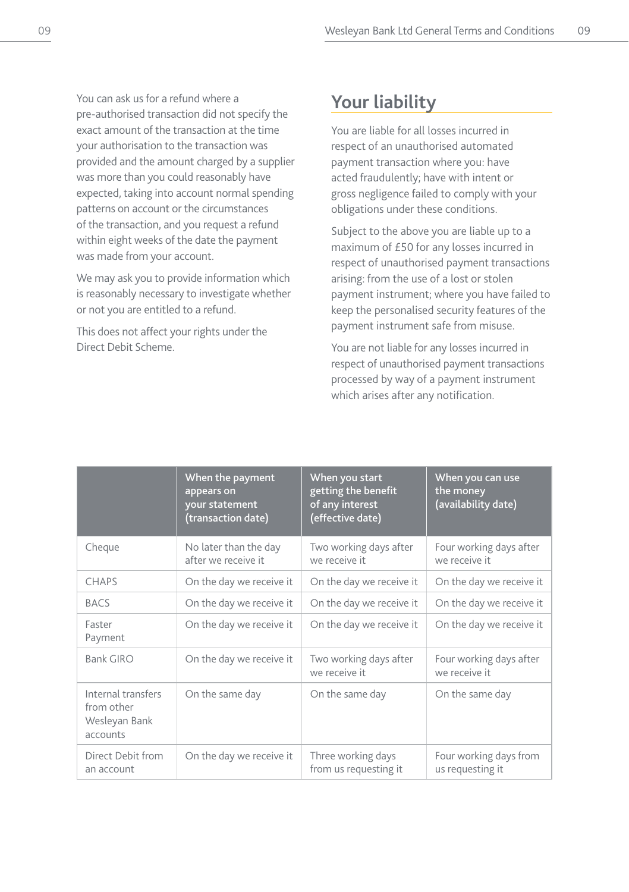You can ask us for a refund where a pre-authorised transaction did not specify the exact amount of the transaction at the time your authorisation to the transaction was provided and the amount charged by a supplier was more than you could reasonably have expected, taking into account normal spending patterns on account or the circumstances of the transaction, and you request a refund within eight weeks of the date the payment was made from your account.

We may ask you to provide information which is reasonably necessary to investigate whether or not you are entitled to a refund.

This does not affect your rights under the Direct Debit Scheme.

## Your liability

You are liable for all losses incurred in respect of an unauthorised automated payment transaction where you: have acted fraudulently; have with intent or gross negligence failed to comply with your obligations under these conditions.

Subject to the above you are liable up to a maximum of £50 for any losses incurred in respect of unauthorised payment transactions arising: from the use of a lost or stolen payment instrument; where you have failed to keep the personalised security features of the payment instrument safe from misuse.

You are not liable for any losses incurred in respect of unauthorised payment transactions processed by way of a payment instrument which arises after any notification.

| | When the payment appears on your statement (transaction date) | When you start getting the benefit of any interest (effective date) | When you can use the money (availability date) |
|---|---|---|---|
| Cheque | No later than the day after we receive it | Two working days after we receive it | Four working days after we receive it |
| CHAPS | On the day we receive it | On the day we receive it | On the day we receive it |
| BACS | On the day we receive it | On the day we receive it | On the day we receive it |
| Faster Payment | On the day we receive it | On the day we receive it | On the day we receive it |
| Bank GIRO | On the day we receive it | Two working days after we receive it | Four working days after we receive it |
| Internal transfers from other Wesleyan Bank accounts | On the same day | On the same day | On the same day |
| Direct Debit from an account | On the day we receive it | Three working days from us requesting it | Four working days from us requesting it |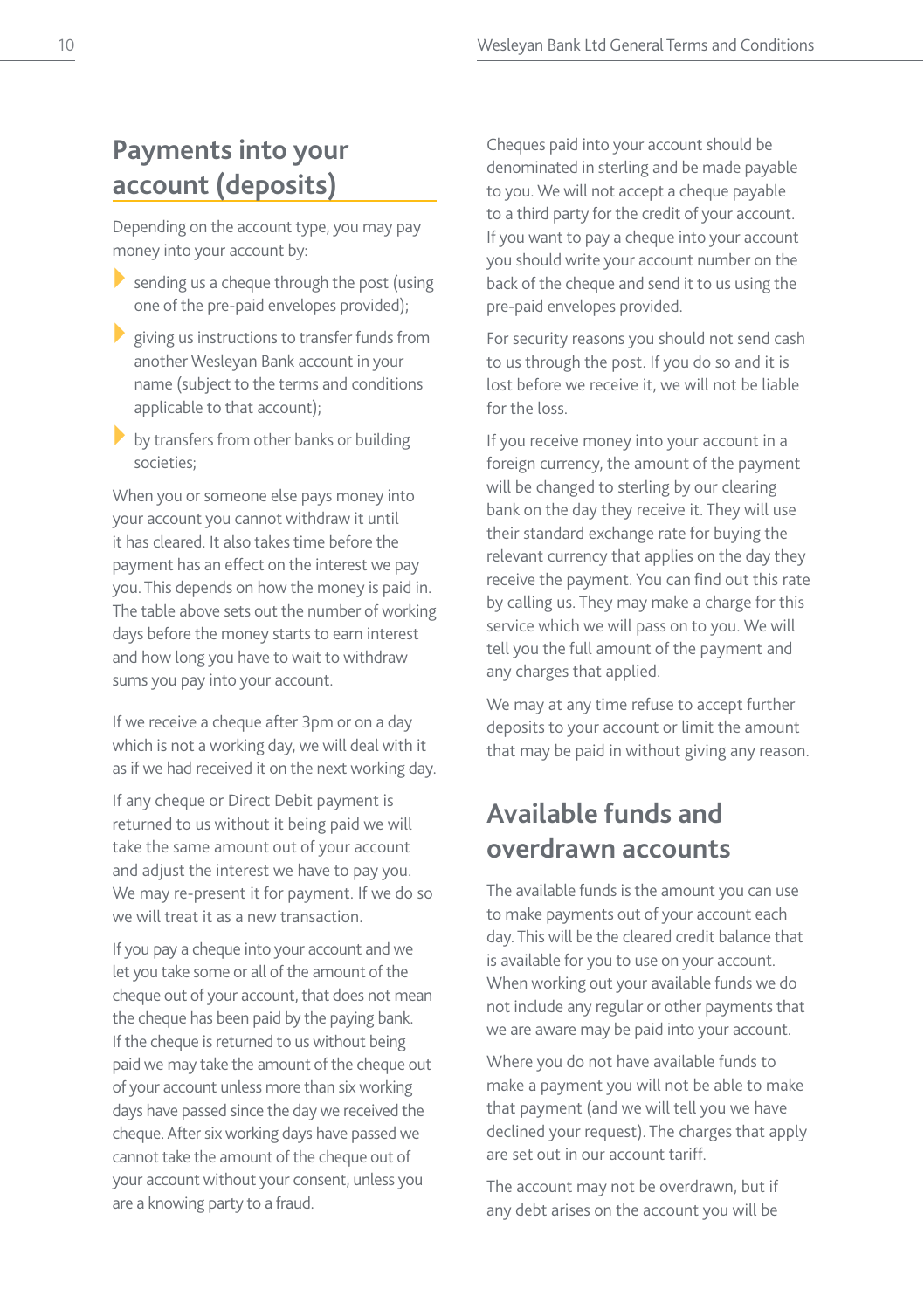## Payments into your account (deposits)

Depending on the account type, you may pay money into your account by:

- sending us a cheque through the post (using one of the pre-paid envelopes provided);
- giving us instructions to transfer funds from another Wesleyan Bank account in your name (subject to the terms and conditions applicable to that account);
- by transfers from other banks or building societies;

When you or someone else pays money into your account you cannot withdraw it until it has cleared. It also takes time before the payment has an effect on the interest we pay you. This depends on how the money is paid in. The table above sets out the number of working days before the money starts to earn interest and how long you have to wait to withdraw sums you pay into your account.

If we receive a cheque after 3pm or on a day which is not a working day, we will deal with it as if we had received it on the next working day.

If any cheque or Direct Debit payment is returned to us without it being paid we will take the same amount out of your account and adjust the interest we have to pay you. We may re-present it for payment. If we do so we will treat it as a new transaction.

If you pay a cheque into your account and we let you take some or all of the amount of the cheque out of your account, that does not mean the cheque has been paid by the paying bank. If the cheque is returned to us without being paid we may take the amount of the cheque out of your account unless more than six working days have passed since the day we received the cheque. After six working days have passed we cannot take the amount of the cheque out of your account without your consent, unless you are a knowing party to a fraud.

Cheques paid into your account should be denominated in sterling and be made payable to you. We will not accept a cheque payable to a third party for the credit of your account. If you want to pay a cheque into your account you should write your account number on the back of the cheque and send it to us using the pre-paid envelopes provided.

For security reasons you should not send cash to us through the post. If you do so and it is lost before we receive it, we will not be liable for the loss.

If you receive money into your account in a foreign currency, the amount of the payment will be changed to sterling by our clearing bank on the day they receive it. They will use their standard exchange rate for buying the relevant currency that applies on the day they receive the payment. You can find out this rate by calling us. They may make a charge for this service which we will pass on to you. We will tell you the full amount of the payment and any charges that applied.

We may at any time refuse to accept further deposits to your account or limit the amount that may be paid in without giving any reason.

## Available funds and overdrawn accounts

The available funds is the amount you can use to make payments out of your account each day. This will be the cleared credit balance that is available for you to use on your account. When working out your available funds we do not include any regular or other payments that we are aware may be paid into your account.

Where you do not have available funds to make a payment you will not be able to make that payment (and we will tell you we have declined your request). The charges that apply are set out in our account tariff.

The account may not be overdrawn, but if any debt arises on the account you will be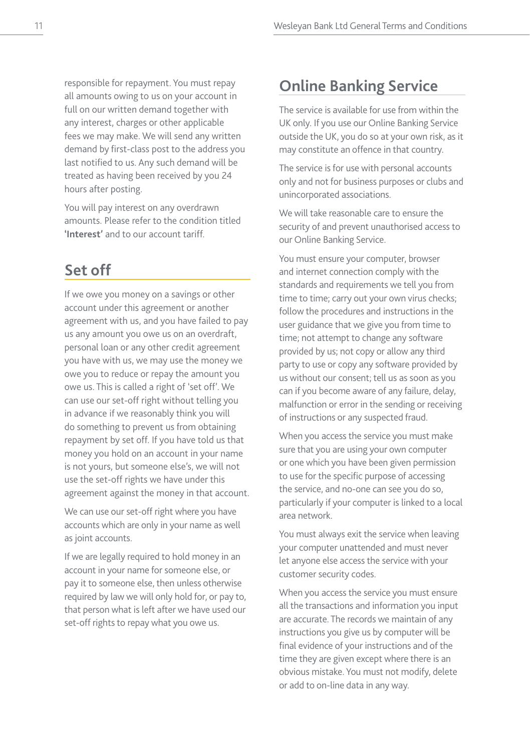responsible for repayment. You must repay all amounts owing to us on your account in full on our written demand together with any interest, charges or other applicable fees we may make. We will send any written demand by first-class post to the address you last notified to us. Any such demand will be treated as having been received by you 24 hours after posting.

You will pay interest on any overdrawn amounts. Please refer to the condition titled **'Interest'** and to our account tariff.

## Set off

If we owe you money on a savings or other account under this agreement or another agreement with us, and you have failed to pay us any amount you owe us on an overdraft, personal loan or any other credit agreement you have with us, we may use the money we owe you to reduce or repay the amount you owe us. This is called a right of 'set off'. We can use our set-off right without telling you in advance if we reasonably think you will do something to prevent us from obtaining repayment by set off. If you have told us that money you hold on an account in your name is not yours, but someone else's, we will not use the set-off rights we have under this agreement against the money in that account.

We can use our set-off right where you have accounts which are only in your name as well as joint accounts.

If we are legally required to hold money in an account in your name for someone else, or pay it to someone else, then unless otherwise required by law we will only hold for, or pay to, that person what is left after we have used our set-off rights to repay what you owe us.

## Online Banking Service

The service is available for use from within the UK only. If you use our Online Banking Service outside the UK, you do so at your own risk, as it may constitute an offence in that country.

The service is for use with personal accounts only and not for business purposes or clubs and unincorporated associations.

We will take reasonable care to ensure the security of and prevent unauthorised access to our Online Banking Service.

You must ensure your computer, browser and internet connection comply with the standards and requirements we tell you from time to time; carry out your own virus checks; follow the procedures and instructions in the user guidance that we give you from time to time; not attempt to change any software provided by us; not copy or allow any third party to use or copy any software provided by us without our consent; tell us as soon as you can if you become aware of any failure, delay, malfunction or error in the sending or receiving of instructions or any suspected fraud.

When you access the service you must make sure that you are using your own computer or one which you have been given permission to use for the specific purpose of accessing the service, and no-one can see you do so, particularly if your computer is linked to a local area network.

You must always exit the service when leaving your computer unattended and must never let anyone else access the service with your customer security codes.

When you access the service you must ensure all the transactions and information you input are accurate. The records we maintain of any instructions you give us by computer will be final evidence of your instructions and of the time they are given except where there is an obvious mistake. You must not modify, delete or add to on-line data in any way.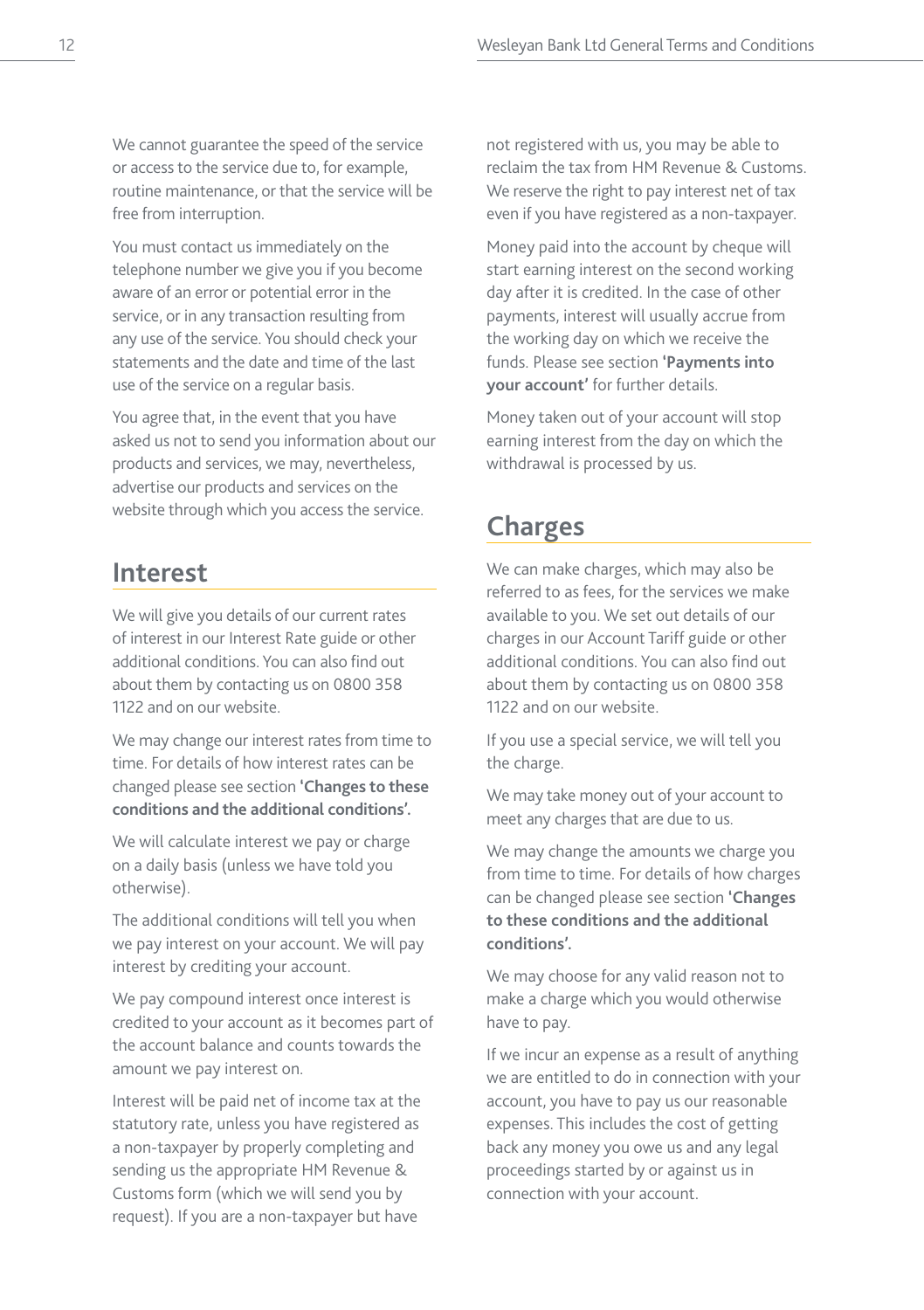We cannot guarantee the speed of the service or access to the service due to, for example, routine maintenance, or that the service will be free from interruption.

You must contact us immediately on the telephone number we give you if you become aware of an error or potential error in the service, or in any transaction resulting from any use of the service. You should check your statements and the date and time of the last use of the service on a regular basis.

You agree that, in the event that you have asked us not to send you information about our products and services, we may, nevertheless, advertise our products and services on the website through which you access the service.

## Interest

We will give you details of our current rates of interest in our Interest Rate guide or other additional conditions. You can also find out about them by contacting us on 0800 358 1122 and on our website.

We may change our interest rates from time to time. For details of how interest rates can be changed please see section **'Changes to these conditions and the additional conditions'.**

We will calculate interest we pay or charge on a daily basis (unless we have told you otherwise).

The additional conditions will tell you when we pay interest on your account. We will pay interest by crediting your account.

We pay compound interest once interest is credited to your account as it becomes part of the account balance and counts towards the amount we pay interest on.

Interest will be paid net of income tax at the statutory rate, unless you have registered as a non-taxpayer by properly completing and sending us the appropriate HM Revenue & Customs form (which we will send you by request). If you are a non-taxpayer but have not registered with us, you may be able to reclaim the tax from HM Revenue & Customs. We reserve the right to pay interest net of tax even if you have registered as a non-taxpayer.

Money paid into the account by cheque will start earning interest on the second working day after it is credited. In the case of other payments, interest will usually accrue from the working day on which we receive the funds. Please see section **'Payments into your account'** for further details.

Money taken out of your account will stop earning interest from the day on which the withdrawal is processed by us.

## Charges

We can make charges, which may also be referred to as fees, for the services we make available to you. We set out details of our charges in our Account Tariff guide or other additional conditions. You can also find out about them by contacting us on 0800 358 1122 and on our website.

If you use a special service, we will tell you the charge.

We may take money out of your account to meet any charges that are due to us.

We may change the amounts we charge you from time to time. For details of how charges can be changed please see section **'Changes to these conditions and the additional conditions'.**

We may choose for any valid reason not to make a charge which you would otherwise have to pay.

If we incur an expense as a result of anything we are entitled to do in connection with your account, you have to pay us our reasonable expenses. This includes the cost of getting back any money you owe us and any legal proceedings started by or against us in connection with your account.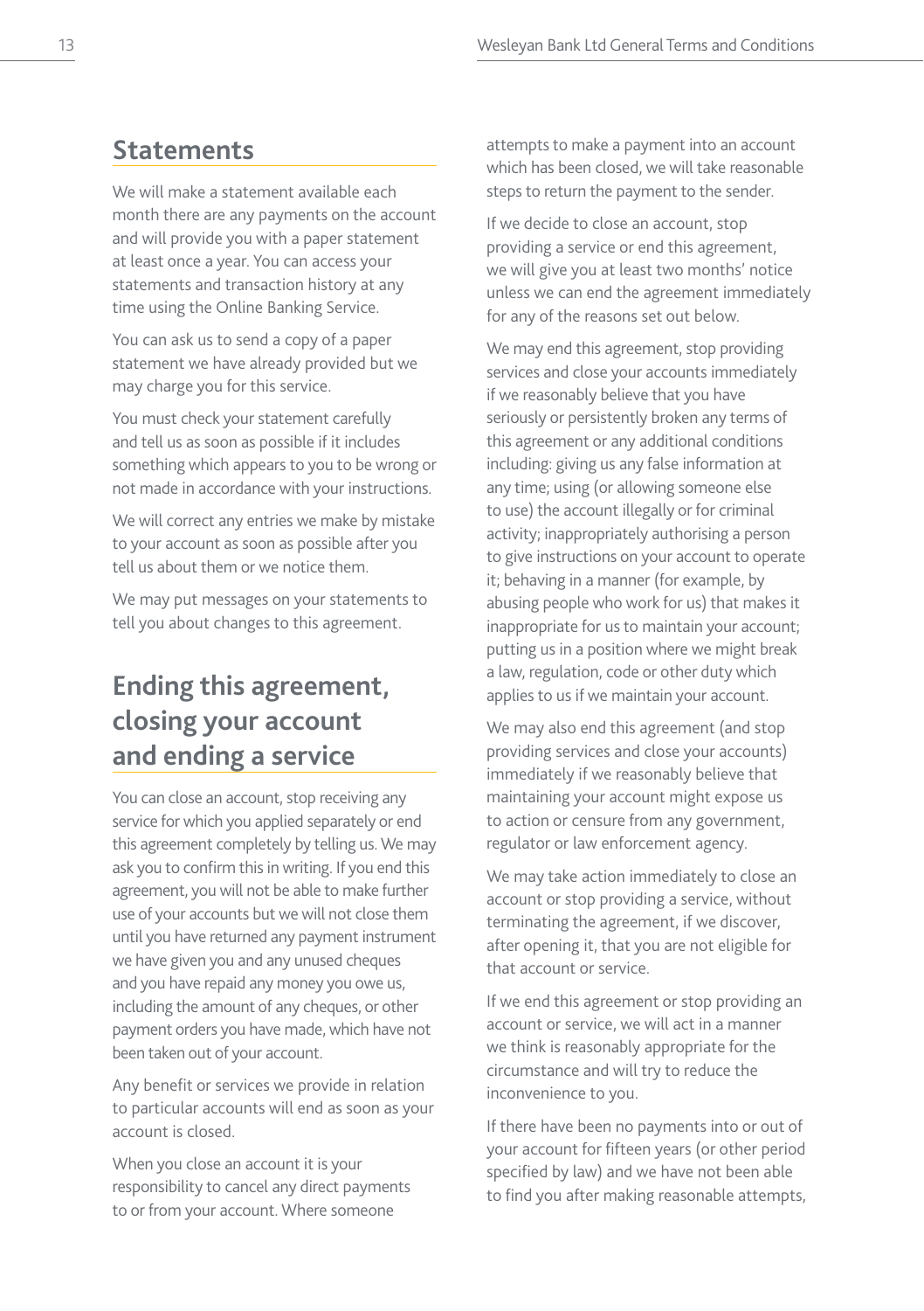## Statements

We will make a statement available each month there are any payments on the account and will provide you with a paper statement at least once a year. You can access your statements and transaction history at any time using the Online Banking Service.

You can ask us to send a copy of a paper statement we have already provided but we may charge you for this service.

You must check your statement carefully and tell us as soon as possible if it includes something which appears to you to be wrong or not made in accordance with your instructions.

We will correct any entries we make by mistake to your account as soon as possible after you tell us about them or we notice them.

We may put messages on your statements to tell you about changes to this agreement.

## Ending this agreement, closing your account and ending a service

You can close an account, stop receiving any service for which you applied separately or end this agreement completely by telling us. We may ask you to confirm this in writing. If you end this agreement, you will not be able to make further use of your accounts but we will not close them until you have returned any payment instrument we have given you and any unused cheques and you have repaid any money you owe us, including the amount of any cheques, or other payment orders you have made, which have not been taken out of your account.

Any benefit or services we provide in relation to particular accounts will end as soon as your account is closed.

When you close an account it is your responsibility to cancel any direct payments to or from your account. Where someone attempts to make a payment into an account which has been closed, we will take reasonable steps to return the payment to the sender.

If we decide to close an account, stop providing a service or end this agreement, we will give you at least two months' notice unless we can end the agreement immediately for any of the reasons set out below.

We may end this agreement, stop providing services and close your accounts immediately if we reasonably believe that you have seriously or persistently broken any terms of this agreement or any additional conditions including: giving us any false information at any time; using (or allowing someone else to use) the account illegally or for criminal activity; inappropriately authorising a person to give instructions on your account to operate it; behaving in a manner (for example, by abusing people who work for us) that makes it inappropriate for us to maintain your account; putting us in a position where we might break a law, regulation, code or other duty which applies to us if we maintain your account.

We may also end this agreement (and stop providing services and close your accounts) immediately if we reasonably believe that maintaining your account might expose us to action or censure from any government, regulator or law enforcement agency.

We may take action immediately to close an account or stop providing a service, without terminating the agreement, if we discover, after opening it, that you are not eligible for that account or service.

If we end this agreement or stop providing an account or service, we will act in a manner we think is reasonably appropriate for the circumstance and will try to reduce the inconvenience to you.

If there have been no payments into or out of your account for fifteen years (or other period specified by law) and we have not been able to find you after making reasonable attempts,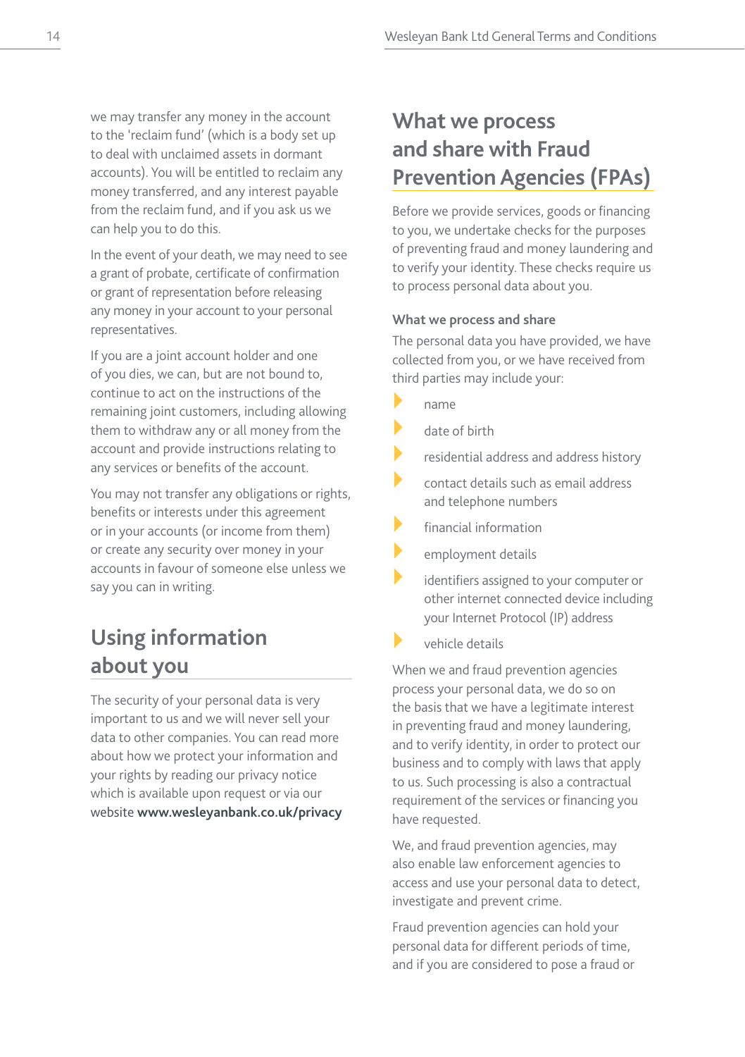we may transfer any money in the account to the 'reclaim fund' (which is a body set up to deal with unclaimed assets in dormant accounts). You will be entitled to reclaim any money transferred, and any interest payable from the reclaim fund, and if you ask us we can help you to do this.

In the event of your death, we may need to see a grant of probate, certificate of confirmation or grant of representation before releasing any money in your account to your personal representatives.

If you are a joint account holder and one of you dies, we can, but are not bound to, continue to act on the instructions of the remaining joint customers, including allowing them to withdraw any or all money from the account and provide instructions relating to any services or benefits of the account.

You may not transfer any obligations or rights, benefits or interests under this agreement or in your accounts (or income from them) or create any security over money in your accounts in favour of someone else unless we say you can in writing.

## Using information about you

The security of your personal data is very important to us and we will never sell your data to other companies. You can read more about how we protect your information and your rights by reading our privacy notice which is available upon request or via our website **www.wesleyanbank.co.uk/privacy**

## What we process and share with Fraud Prevention Agencies (FPAs)

Before we provide services, goods or financing to you, we undertake checks for the purposes of preventing fraud and money laundering and to verify your identity. These checks require us to process personal data about you.

### What we process and share

The personal data you have provided, we have collected from you, or we have received from third parties may include your:

- name
- date of birth
- residential address and address history
- contact details such as email address and telephone numbers
- financial information
- employment details
- identifiers assigned to your computer or other internet connected device including your Internet Protocol (IP) address
- vehicle details

When we and fraud prevention agencies process your personal data, we do so on the basis that we have a legitimate interest in preventing fraud and money laundering, and to verify identity, in order to protect our business and to comply with laws that apply to us. Such processing is also a contractual requirement of the services or financing you have requested.

We, and fraud prevention agencies, may also enable law enforcement agencies to access and use your personal data to detect, investigate and prevent crime.

Fraud prevention agencies can hold your personal data for different periods of time, and if you are considered to pose a fraud or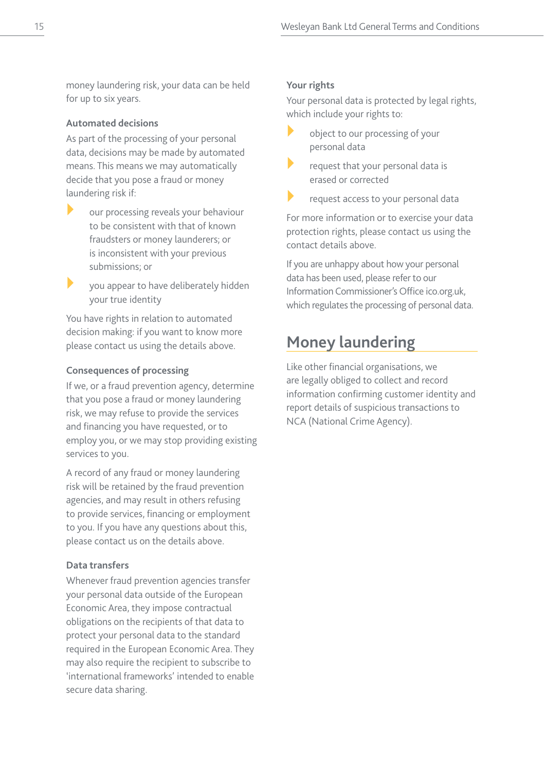money laundering risk, your data can be held for up to six years.

### Automated decisions

As part of the processing of your personal data, decisions may be made by automated means. This means we may automatically decide that you pose a fraud or money laundering risk if:

- our processing reveals your behaviour to be consistent with that of known fraudsters or money launderers; or is inconsistent with your previous submissions; or
- you appear to have deliberately hidden your true identity

You have rights in relation to automated decision making: if you want to know more please contact us using the details above.

### Consequences of processing

If we, or a fraud prevention agency, determine that you pose a fraud or money laundering risk, we may refuse to provide the services and financing you have requested, or to employ you, or we may stop providing existing services to you.

A record of any fraud or money laundering risk will be retained by the fraud prevention agencies, and may result in others refusing to provide services, financing or employment to you. If you have any questions about this, please contact us on the details above.

### Data transfers

Whenever fraud prevention agencies transfer your personal data outside of the European Economic Area, they impose contractual obligations on the recipients of that data to protect your personal data to the standard required in the European Economic Area. They may also require the recipient to subscribe to 'international frameworks' intended to enable secure data sharing.

### Your rights

Your personal data is protected by legal rights, which include your rights to:

- object to our processing of your personal data
- request that your personal data is erased or corrected
- request access to your personal data

For more information or to exercise your data protection rights, please contact us using the contact details above.

If you are unhappy about how your personal data has been used, please refer to our Information Commissioner's Office ico.org.uk, which regulates the processing of personal data.

## Money laundering

Like other financial organisations, we are legally obliged to collect and record information confirming customer identity and report details of suspicious transactions to NCA (National Crime Agency).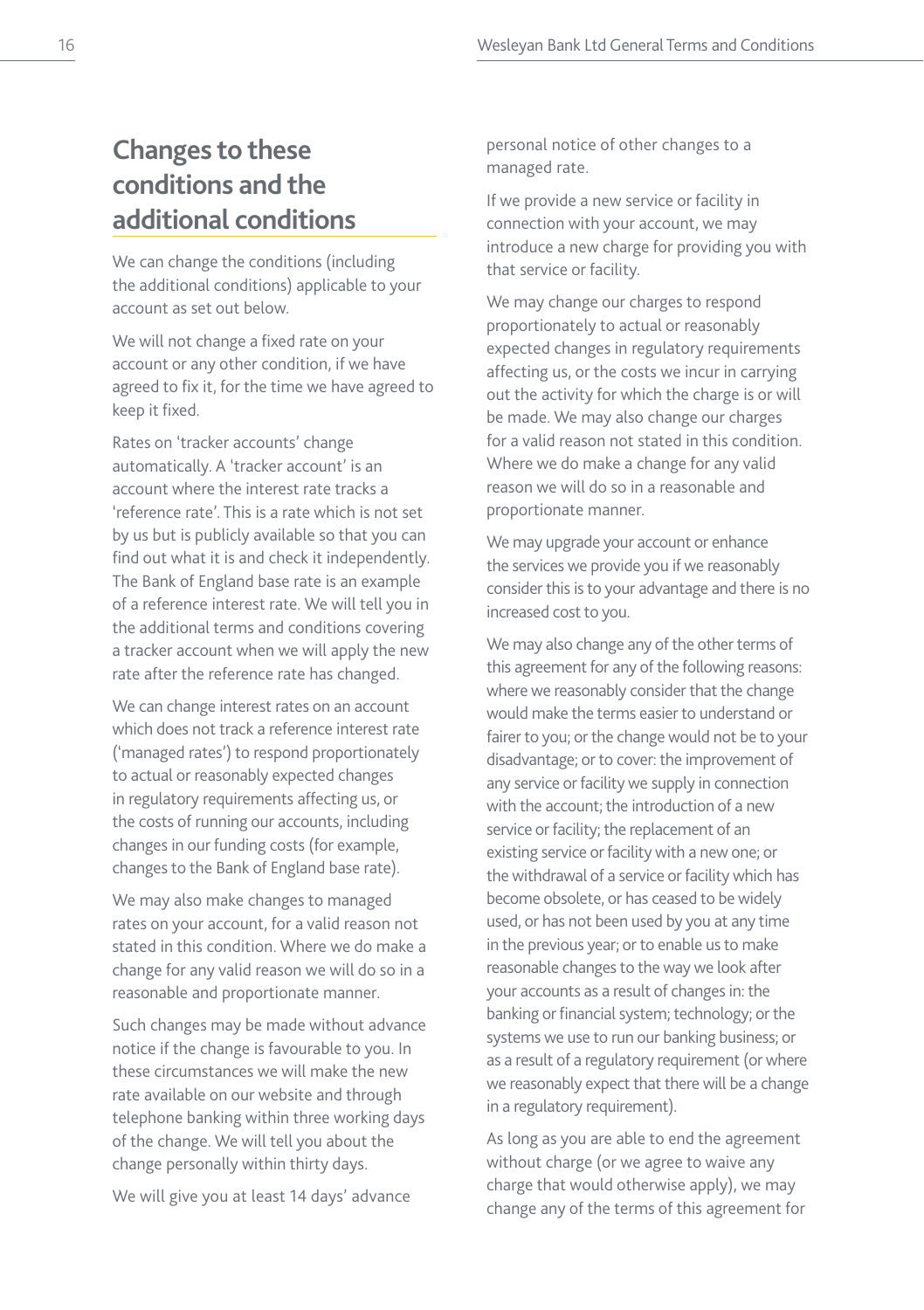## Changes to these conditions and the additional conditions

We can change the conditions (including the additional conditions) applicable to your account as set out below.

We will not change a fixed rate on your account or any other condition, if we have agreed to fix it, for the time we have agreed to keep it fixed.

Rates on 'tracker accounts' change automatically. A 'tracker account' is an account where the interest rate tracks a 'reference rate'. This is a rate which is not set by us but is publicly available so that you can find out what it is and check it independently. The Bank of England base rate is an example of a reference interest rate. We will tell you in the additional terms and conditions covering a tracker account when we will apply the new rate after the reference rate has changed.

We can change interest rates on an account which does not track a reference interest rate ('managed rates') to respond proportionately to actual or reasonably expected changes in regulatory requirements affecting us, or the costs of running our accounts, including changes in our funding costs (for example, changes to the Bank of England base rate).

We may also make changes to managed rates on your account, for a valid reason not stated in this condition. Where we do make a change for any valid reason we will do so in a reasonable and proportionate manner.

Such changes may be made without advance notice if the change is favourable to you. In these circumstances we will make the new rate available on our website and through telephone banking within three working days of the change. We will tell you about the change personally within thirty days.

We will give you at least 14 days' advance personal notice of other changes to a managed rate.

If we provide a new service or facility in connection with your account, we may introduce a new charge for providing you with that service or facility.

We may change our charges to respond proportionately to actual or reasonably expected changes in regulatory requirements affecting us, or the costs we incur in carrying out the activity for which the charge is or will be made. We may also change our charges for a valid reason not stated in this condition. Where we do make a change for any valid reason we will do so in a reasonable and proportionate manner.

We may upgrade your account or enhance the services we provide you if we reasonably consider this is to your advantage and there is no increased cost to you.

We may also change any of the other terms of this agreement for any of the following reasons: where we reasonably consider that the change would make the terms easier to understand or fairer to you; or the change would not be to your disadvantage; or to cover: the improvement of any service or facility we supply in connection with the account; the introduction of a new service or facility; the replacement of an existing service or facility with a new one; or the withdrawal of a service or facility which has become obsolete, or has ceased to be widely used, or has not been used by you at any time in the previous year; or to enable us to make reasonable changes to the way we look after your accounts as a result of changes in: the banking or financial system; technology; or the systems we use to run our banking business; or as a result of a regulatory requirement (or where we reasonably expect that there will be a change in a regulatory requirement).

As long as you are able to end the agreement without charge (or we agree to waive any charge that would otherwise apply), we may change any of the terms of this agreement for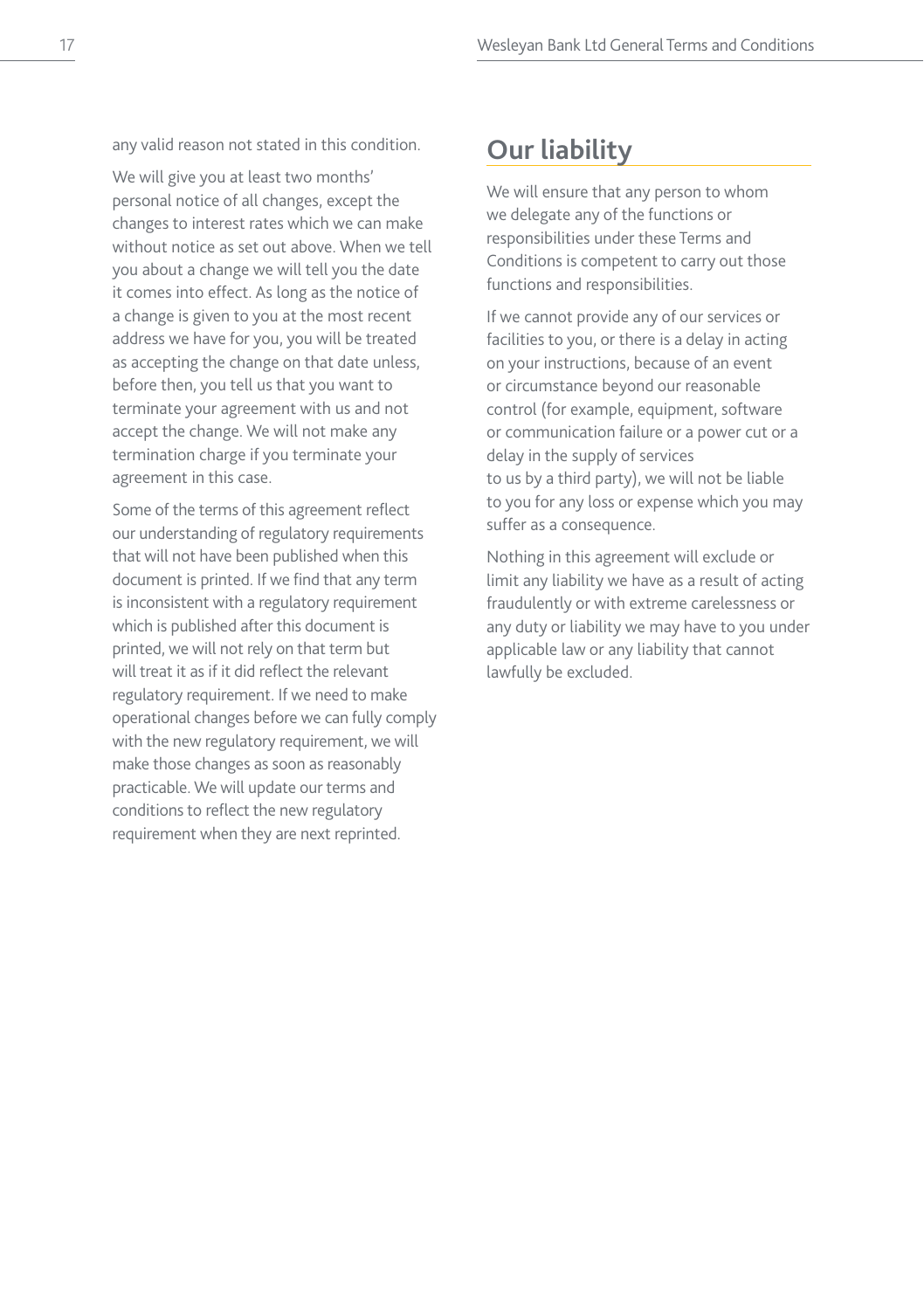any valid reason not stated in this condition.

We will give you at least two months' personal notice of all changes, except the changes to interest rates which we can make without notice as set out above. When we tell you about a change we will tell you the date it comes into effect. As long as the notice of a change is given to you at the most recent address we have for you, you will be treated as accepting the change on that date unless, before then, you tell us that you want to terminate your agreement with us and not accept the change. We will not make any termination charge if you terminate your agreement in this case.

Some of the terms of this agreement reflect our understanding of regulatory requirements that will not have been published when this document is printed. If we find that any term is inconsistent with a regulatory requirement which is published after this document is printed, we will not rely on that term but will treat it as if it did reflect the relevant regulatory requirement. If we need to make operational changes before we can fully comply with the new regulatory requirement, we will make those changes as soon as reasonably practicable. We will update our terms and conditions to reflect the new regulatory requirement when they are next reprinted.

## Our liability

We will ensure that any person to whom we delegate any of the functions or responsibilities under these Terms and Conditions is competent to carry out those functions and responsibilities.

If we cannot provide any of our services or facilities to you, or there is a delay in acting on your instructions, because of an event or circumstance beyond our reasonable control (for example, equipment, software or communication failure or a power cut or a delay in the supply of services to us by a third party), we will not be liable to you for any loss or expense which you may suffer as a consequence.

Nothing in this agreement will exclude or limit any liability we have as a result of acting fraudulently or with extreme carelessness or any duty or liability we may have to you under applicable law or any liability that cannot lawfully be excluded.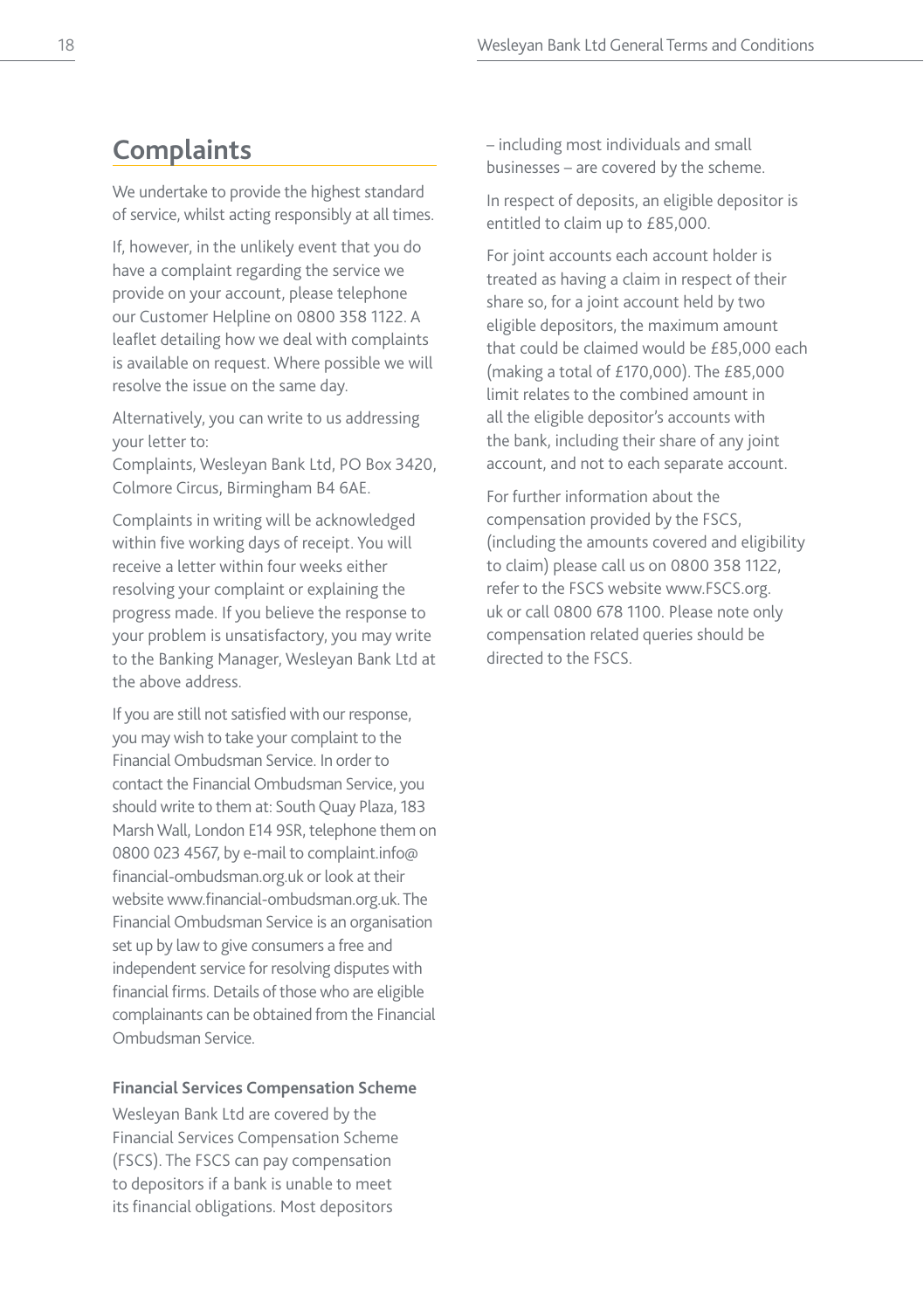## Complaints

We undertake to provide the highest standard of service, whilst acting responsibly at all times.

If, however, in the unlikely event that you do have a complaint regarding the service we provide on your account, please telephone our Customer Helpline on 0800 358 1122. A leaflet detailing how we deal with complaints is available on request. Where possible we will resolve the issue on the same day.

Alternatively, you can write to us addressing your letter to:
Complaints, Wesleyan Bank Ltd, PO Box 3420, Colmore Circus, Birmingham B4 6AE.

Complaints in writing will be acknowledged within five working days of receipt. You will receive a letter within four weeks either resolving your complaint or explaining the progress made. If you believe the response to your problem is unsatisfactory, you may write to the Banking Manager, Wesleyan Bank Ltd at the above address.

If you are still not satisfied with our response, you may wish to take your complaint to the Financial Ombudsman Service. In order to contact the Financial Ombudsman Service, you should write to them at: South Quay Plaza, 183 Marsh Wall, London E14 9SR, telephone them on 0800 023 4567, by e-mail to complaint.info@financial-ombudsman.org.uk or look at their website www.financial-ombudsman.org.uk. The Financial Ombudsman Service is an organisation set up by law to give consumers a free and independent service for resolving disputes with financial firms. Details of those who are eligible complainants can be obtained from the Financial Ombudsman Service.

**Financial Services Compensation Scheme**

Wesleyan Bank Ltd are covered by the Financial Services Compensation Scheme (FSCS). The FSCS can pay compensation to depositors if a bank is unable to meet its financial obligations. Most depositors – including most individuals and small businesses – are covered by the scheme.

In respect of deposits, an eligible depositor is entitled to claim up to £85,000.

For joint accounts each account holder is treated as having a claim in respect of their share so, for a joint account held by two eligible depositors, the maximum amount that could be claimed would be £85,000 each (making a total of £170,000). The £85,000 limit relates to the combined amount in all the eligible depositor's accounts with the bank, including their share of any joint account, and not to each separate account.

For further information about the compensation provided by the FSCS, (including the amounts covered and eligibility to claim) please call us on 0800 358 1122, refer to the FSCS website www.FSCS.org.uk or call 0800 678 1100. Please note only compensation related queries should be directed to the FSCS.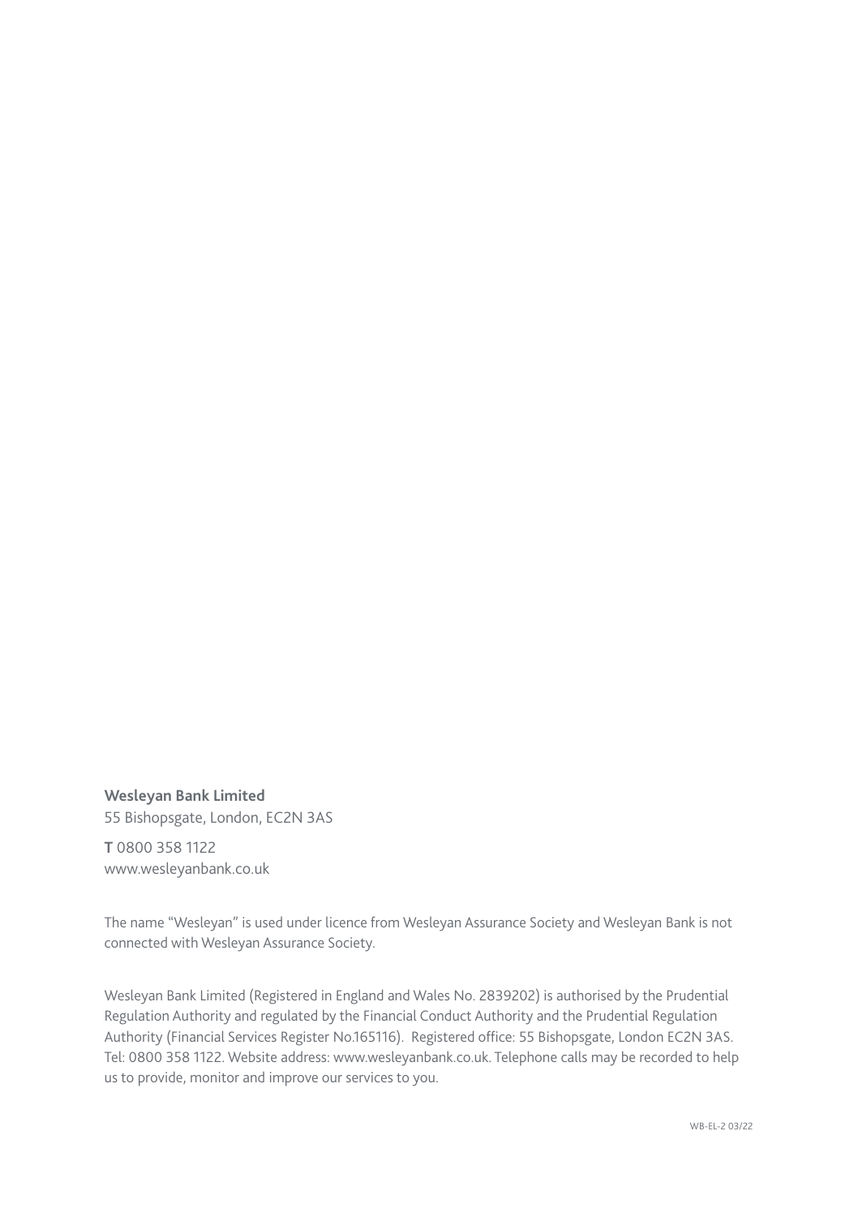**Wesleyan Bank Limited**
55 Bishopsgate, London, EC2N 3AS

**T** 0800 358 1122
www.wesleyanbank.co.uk

The name "Wesleyan" is used under licence from Wesleyan Assurance Society and Wesleyan Bank is not connected with Wesleyan Assurance Society.

Wesleyan Bank Limited (Registered in England and Wales No. 2839202) is authorised by the Prudential Regulation Authority and regulated by the Financial Conduct Authority and the Prudential Regulation Authority (Financial Services Register No.165116). Registered office: 55 Bishopsgate, London EC2N 3AS. Tel: 0800 358 1122. Website address: www.wesleyanbank.co.uk. Telephone calls may be recorded to help us to provide, monitor and improve our services to you.

WB-EL-2 03/22